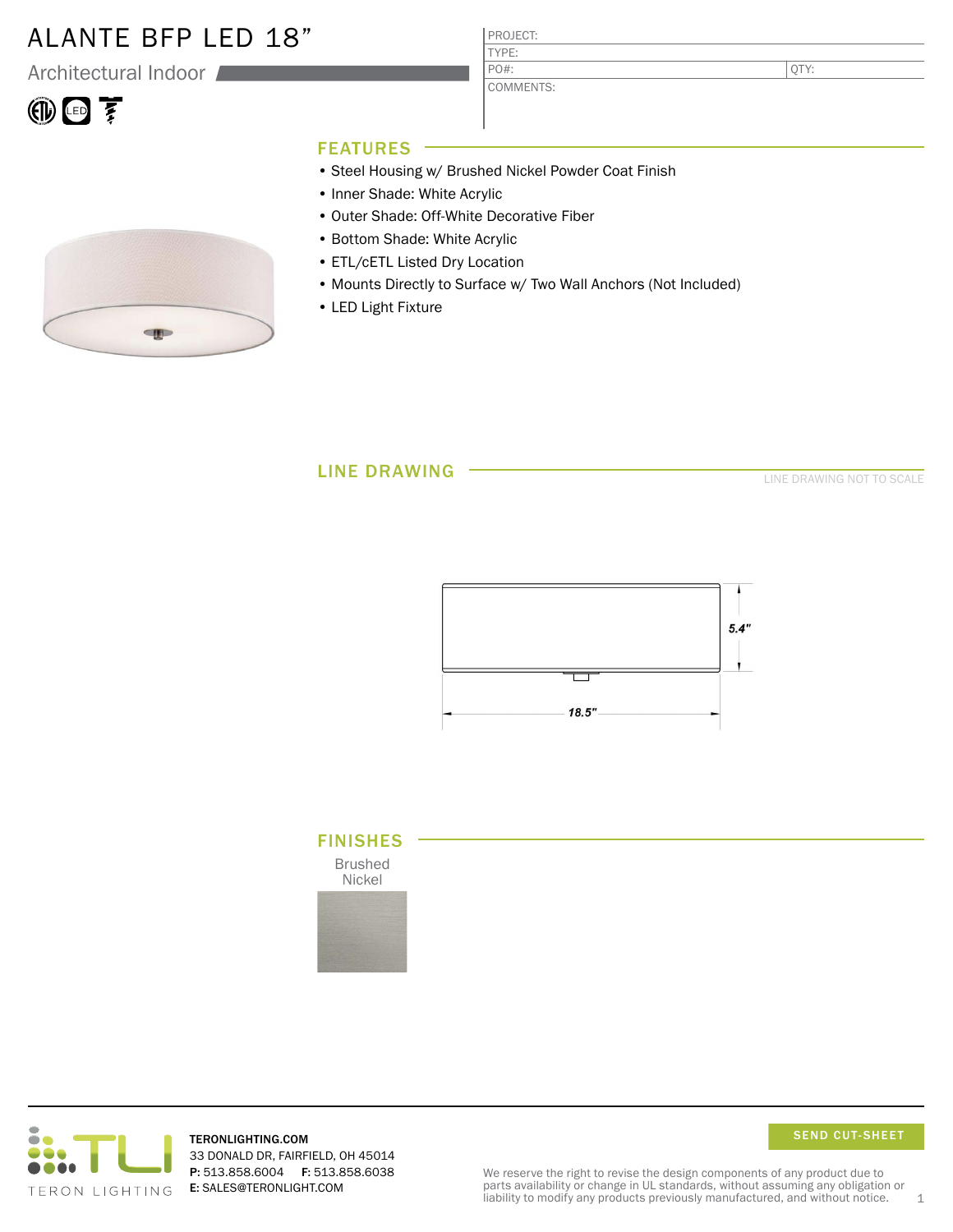# ALANTE BFP LED 18"

Architectural Indoor

| PROJECT: | |
| --- | --- |
| TYPE: | |
| PO#: | QTY: |
| COMMENTS: | |

## FEATURES

- Steel Housing w/ Brushed Nickel Powder Coat Finish
- Inner Shade: White Acrylic
- Outer Shade: Off-White Decorative Fiber
- Bottom Shade: White Acrylic
- ETL/cETL Listed Dry Location
- Mounts Directly to Surface w/ Two Wall Anchors (Not Included)
- LED Light Fixture

## LINE DRAWING

LINE DRAWING NOT TO SCALE

5.4"

18.5"

## FINISHES

Brushed Nickel

TERON LIGHTING

TERONLIGHTING.COM
33 DONALD DR, FAIRFIELD, OH 45014
**P:** 513.858.6004 **F:** 513.858.6038
**E:** SALES@TERONLIGHT.COM

SEND CUT-SHEET

We reserve the right to revise the design components of any product due to parts availability or change in UL standards, without assuming any obligation or liability to modify any products previously manufactured, and without notice.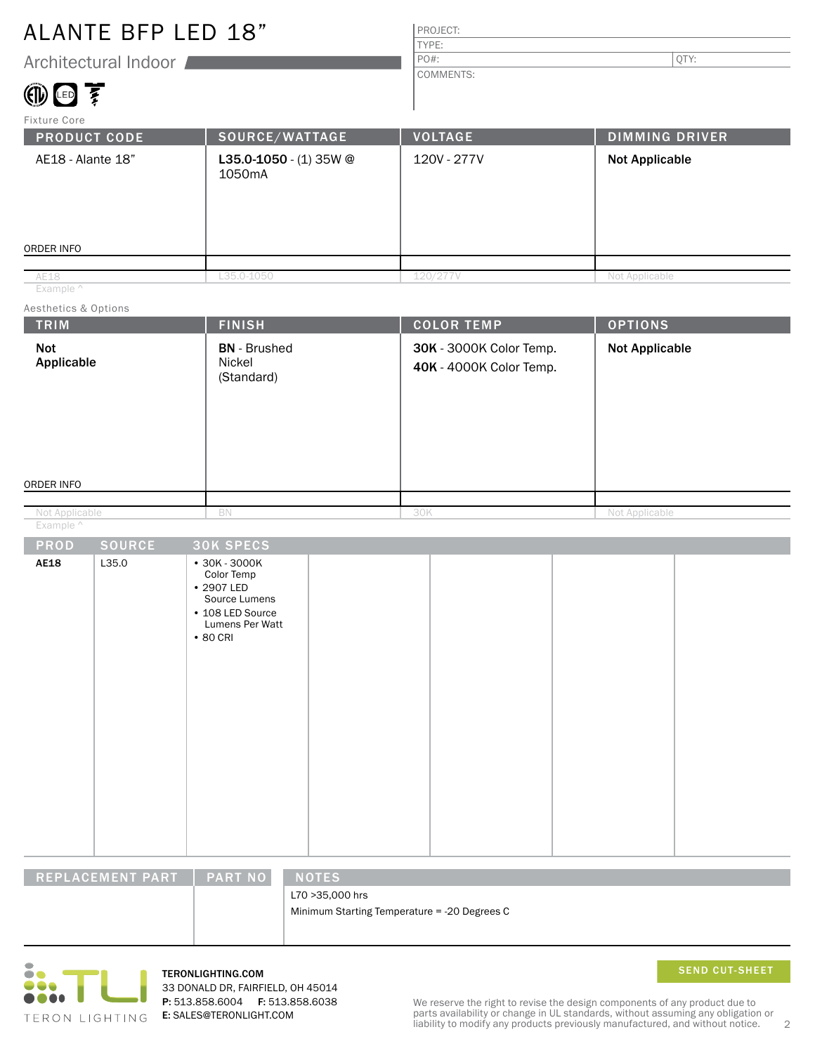# ALANTE BFP LED 18"

## Architectual Indoor

| | |
|---|---|
| PROJECT: | |
| TYPE: | |
| PO#: | QTY: |
| COMMENTS: | |

### Fixture Core

| PRODUCT CODE | SOURCE/WATTAGE | VOLTAGE | DIMMING DRIVER |
|---|---|---|---|
| AE18 - Alante 18" | **L35.0-1050** - (1) 35W @ 1050mA | 120V - 277V | **Not Applicable** |

ORDER INFO

| | | | |
|---|---|---|---|
| AE18 | L35.0-1050 | 120/277V | Not Applicable |

Example ^

### Aesthetics & Options

| TRIM | FINISH | COLOR TEMP | OPTIONS |
|---|---|---|---|
| **Not Applicable** | **BN** - Brushed Nickel (Standard) | **30K** - 3000K Color Temp.<br>**40K** - 4000K Color Temp. | **Not Applicable** |

ORDER INFO

| | | | |
|---|---|---|---|
| Not Applicable | BN | 30K | Not Applicable |

Example ^

| PROD | SOURCE | 30K SPECS | | | | |
|---|---|---|---|---|---|---|
| **AE18** | L35.0 | • 30K - 3000K Color Temp<br>• 2907 LED Source Lumens<br>• 108 LED Source Lumens Per Watt<br>• 80 CRI | | | | |

| REPLACEMENT PART | PART NO | NOTES |
|---|---|---|
| | | L70 >35,000 hrs<br>Minimum Starting Temperature = -20 Degrees C |

TERON LIGHTING

**TERONLIGHTING.COM**
33 DONALD DR, FAIRFIELD, OH 45014
**P:** 513.858.6004 **F:** 513.858.6038
**E:** SALES@TERONLIGHT.COM

SEND CUT-SHEET

We reserve the right to revise the design components of any product due to parts availability or change in UL standards, without assuming any obligation or liability to modify any products previously manufactured, and without notice.